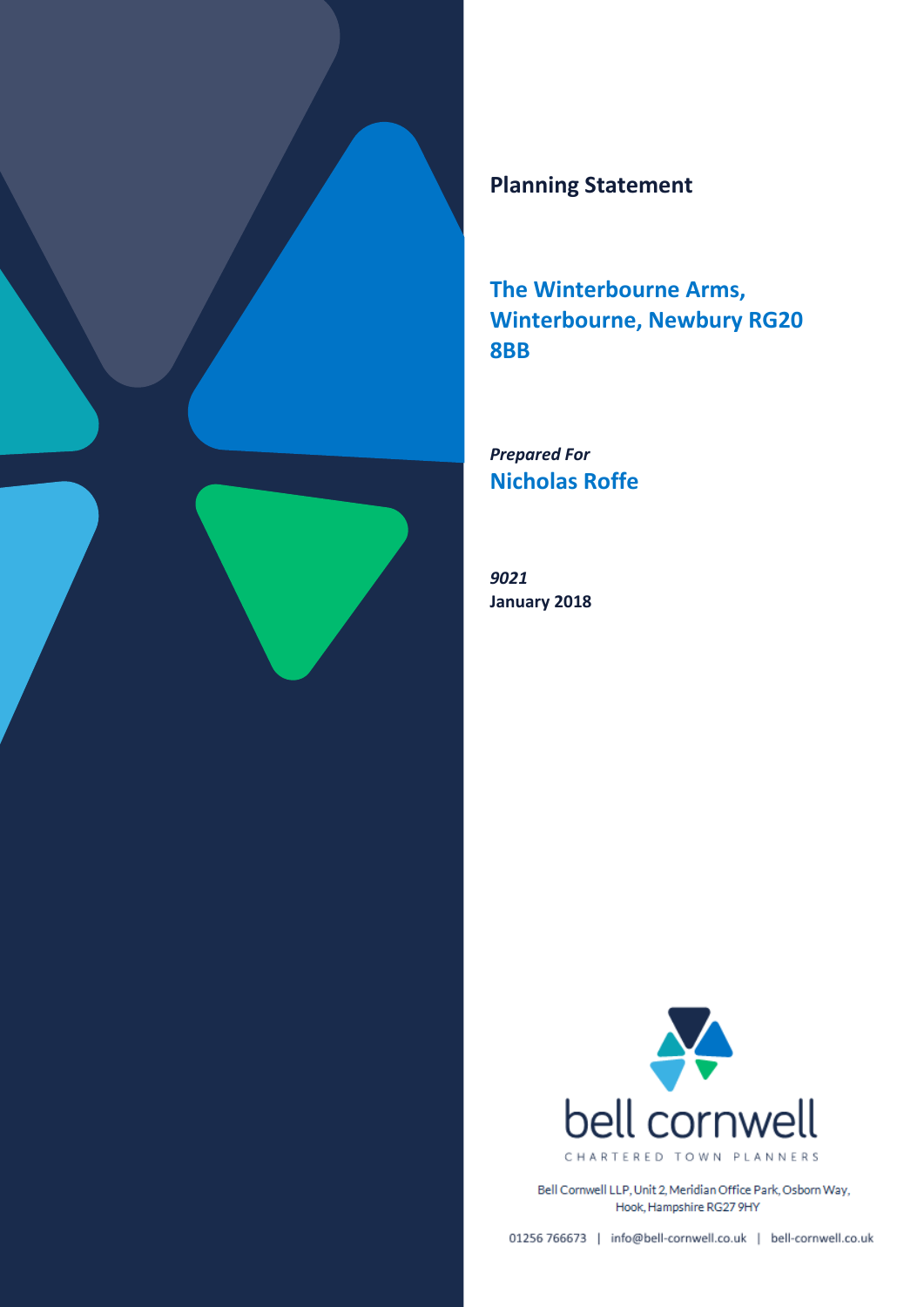# Planning Statement

## The Winterbourne Arms, Winterbourne, Newbury RG20 8BB

*Prepared For*

**Nicholas Roffe**

*9021*

**January 2018**

bell cornwell

CHARTERED TOWN PLANNERS

Bell Cornwell LLP, Unit 2, Meridian Office Park, Osborn Way, Hook, Hampshire RG27 9HY

01256 766673 | info@bell-cornwell.co.uk | bell-cornwell.co.uk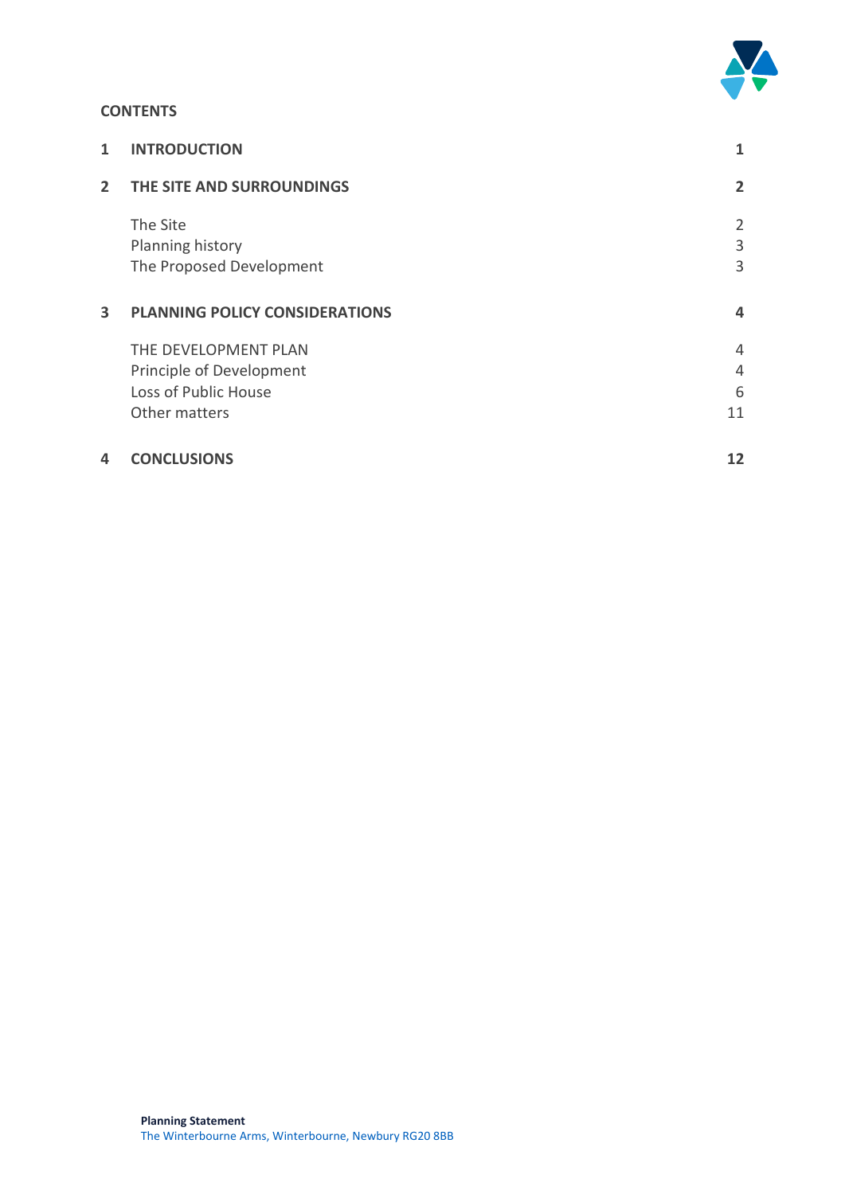**CONTENTS**

| | | |
|---|---|---|
| **1** | **INTRODUCTION** | **1** |
| **2** | **THE SITE AND SURROUNDINGS** | **2** |
| | The Site | 2 |
| | Planning history | 3 |
| | The Proposed Development | 3 |
| **3** | **PLANNING POLICY CONSIDERATIONS** | **4** |
| | THE DEVELOPMENT PLAN | 4 |
| | Principle of Development | 4 |
| | Loss of Public House | 6 |
| | Other matters | 11 |
| **4** | **CONCLUSIONS** | **12** |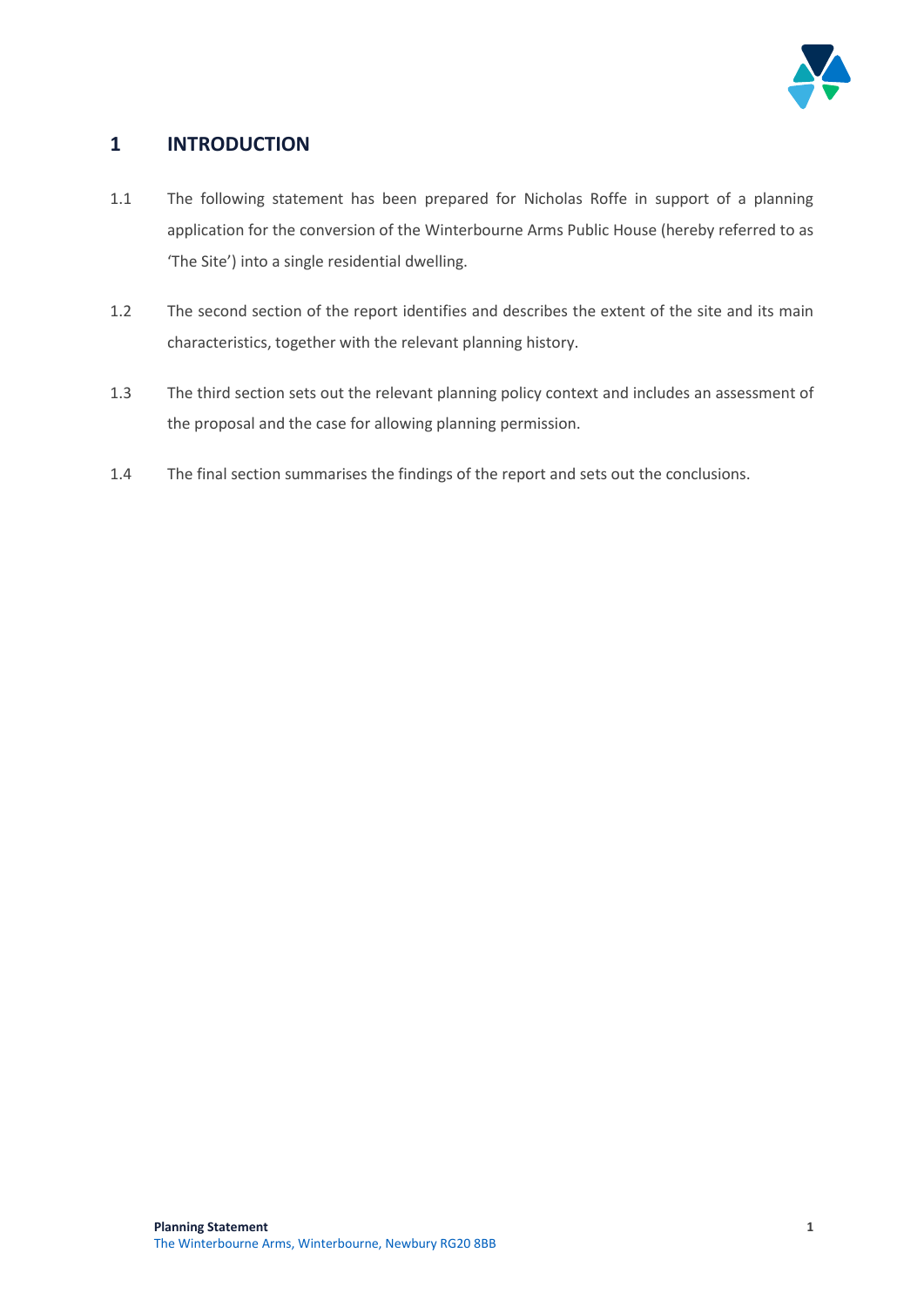# 1 INTRODUCTION

1.1 The following statement has been prepared for Nicholas Roffe in support of a planning application for the conversion of the Winterbourne Arms Public House (hereby referred to as 'The Site') into a single residential dwelling.

1.2 The second section of the report identifies and describes the extent of the site and its main characteristics, together with the relevant planning history.

1.3 The third section sets out the relevant planning policy context and includes an assessment of the proposal and the case for allowing planning permission.

1.4 The final section summarises the findings of the report and sets out the conclusions.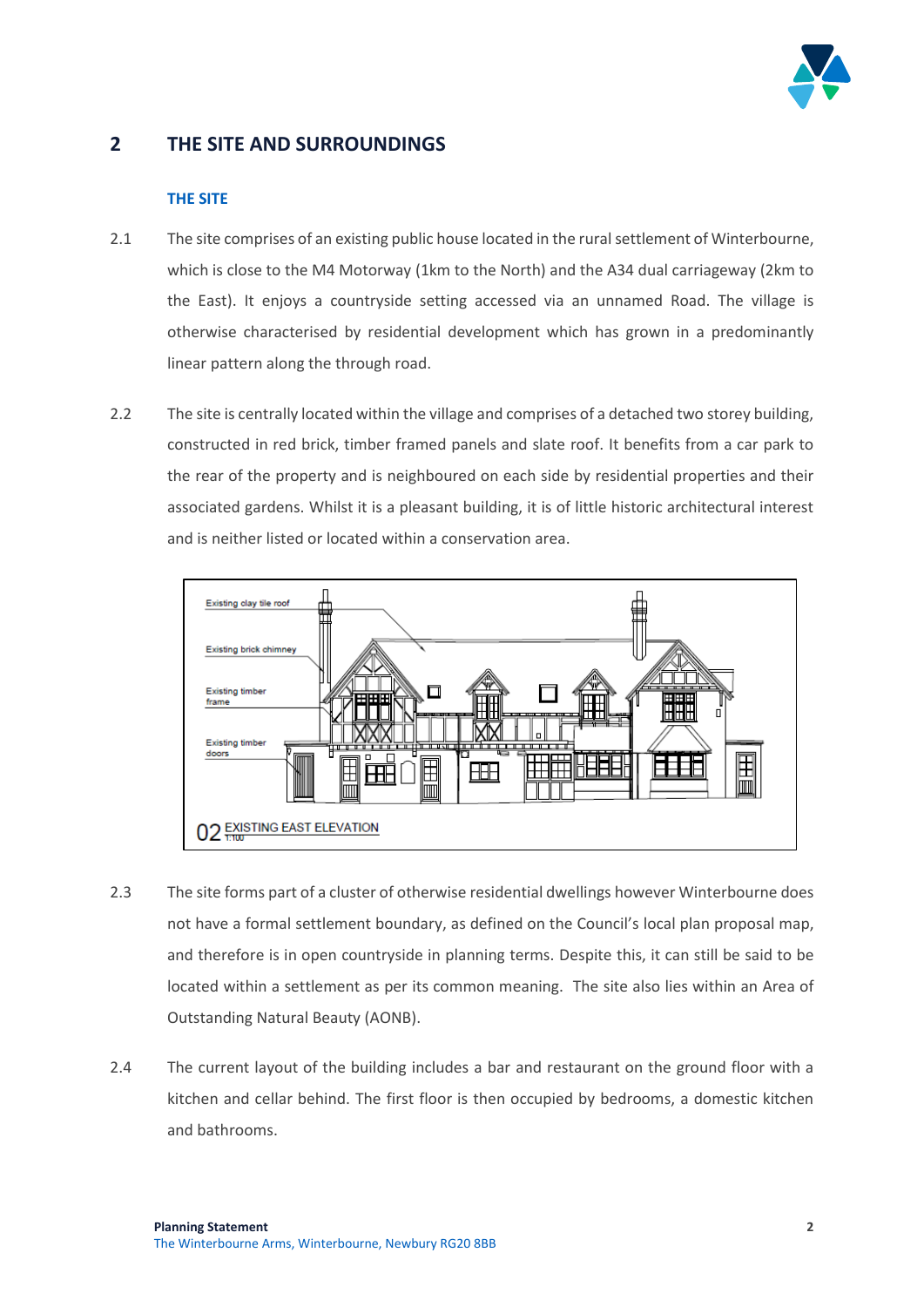## 2 THE SITE AND SURROUNDINGS

### THE SITE

2.1 The site comprises of an existing public house located in the rural settlement of Winterbourne, which is close to the M4 Motorway (1km to the North) and the A34 dual carriageway (2km to the East). It enjoys a countryside setting accessed via an unnamed Road. The village is otherwise characterised by residential development which has grown in a predominantly linear pattern along the through road.

2.2 The site is centrally located within the village and comprises of a detached two storey building, constructed in red brick, timber framed panels and slate roof. It benefits from a car park to the rear of the property and is neighboured on each side by residential properties and their associated gardens. Whilst it is a pleasant building, it is of little historic architectural interest and is neither listed or located within a conservation area.

02 EXISTING EAST ELEVATION 1:100

2.3 The site forms part of a cluster of otherwise residential dwellings however Winterbourne does not have a formal settlement boundary, as defined on the Council's local plan proposal map, and therefore is in open countryside in planning terms. Despite this, it can still be said to be located within a settlement as per its common meaning. The site also lies within an Area of Outstanding Natural Beauty (AONB).

2.4 The current layout of the building includes a bar and restaurant on the ground floor with a kitchen and cellar behind. The first floor is then occupied by bedrooms, a domestic kitchen and bathrooms.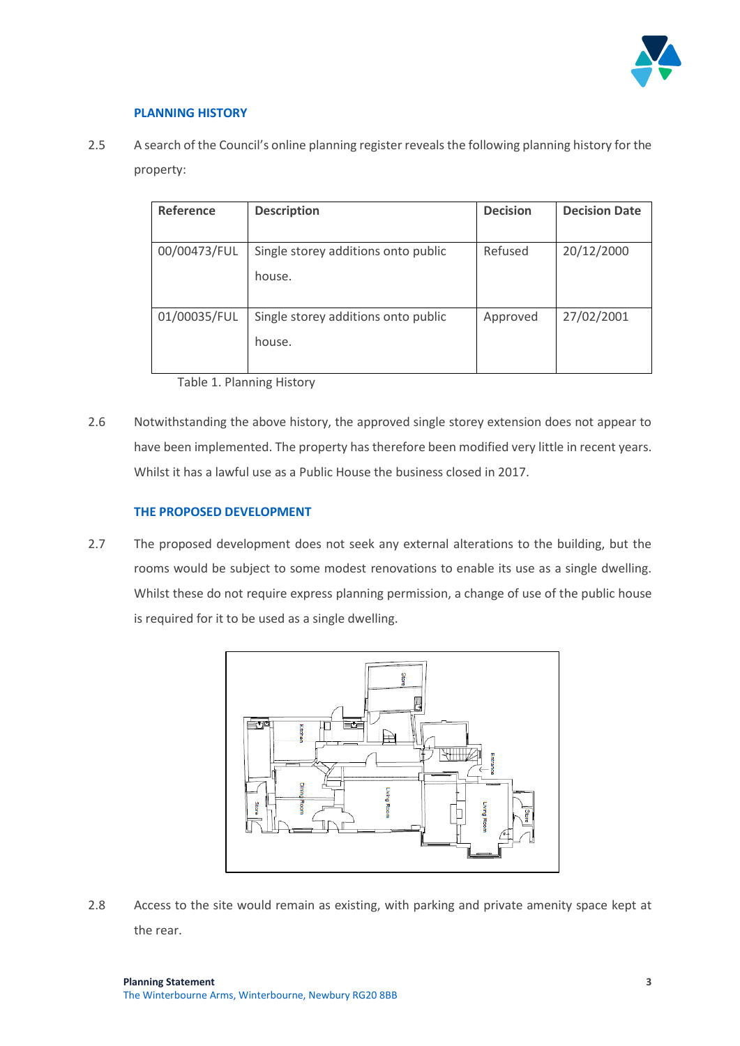### PLANNING HISTORY

2.5 A search of the Council's online planning register reveals the following planning history for the property:

| Reference | Description | Decision | Decision Date |
|---|---|---|---|
| 00/00473/FUL | Single storey additions onto public house. | Refused | 20/12/2000 |
| 01/00035/FUL | Single storey additions onto public house. | Approved | 27/02/2001 |

Table 1. Planning History

2.6 Notwithstanding the above history, the approved single storey extension does not appear to have been implemented. The property has therefore been modified very little in recent years. Whilst it has a lawful use as a Public House the business closed in 2017.

### THE PROPOSED DEVELOPMENT

2.7 The proposed development does not seek any external alterations to the building, but the rooms would be subject to some modest renovations to enable its use as a single dwelling. Whilst these do not require express planning permission, a change of use of the public house is required for it to be used as a single dwelling.

2.8 Access to the site would remain as existing, with parking and private amenity space kept at the rear.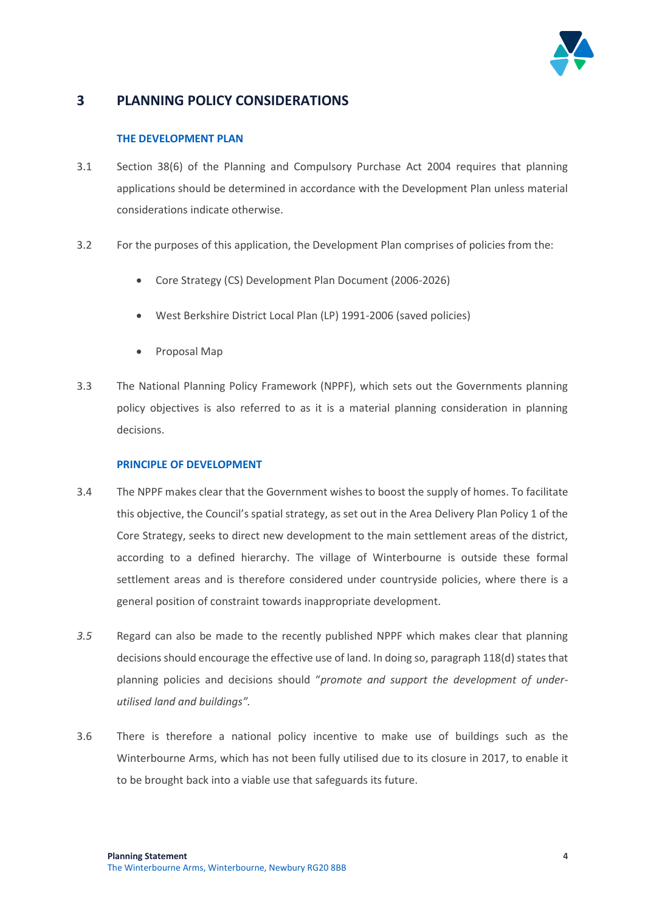## 3 PLANNING POLICY CONSIDERATIONS

### THE DEVELOPMENT PLAN

3.1 Section 38(6) of the Planning and Compulsory Purchase Act 2004 requires that planning applications should be determined in accordance with the Development Plan unless material considerations indicate otherwise.

3.2 For the purposes of this application, the Development Plan comprises of policies from the:

- Core Strategy (CS) Development Plan Document (2006-2026)
- West Berkshire District Local Plan (LP) 1991-2006 (saved policies)
- Proposal Map

3.3 The National Planning Policy Framework (NPPF), which sets out the Governments planning policy objectives is also referred to as it is a material planning consideration in planning decisions.

### PRINCIPLE OF DEVELOPMENT

3.4 The NPPF makes clear that the Government wishes to boost the supply of homes. To facilitate this objective, the Council's spatial strategy, as set out in the Area Delivery Plan Policy 1 of the Core Strategy, seeks to direct new development to the main settlement areas of the district, according to a defined hierarchy. The village of Winterbourne is outside these formal settlement areas and is therefore considered under countryside policies, where there is a general position of constraint towards inappropriate development.

*3.5* Regard can also be made to the recently published NPPF which makes clear that planning decisions should encourage the effective use of land. In doing so, paragraph 118(d) states that planning policies and decisions should "*promote and support the development of under-utilised land and buildings".*

3.6 There is therefore a national policy incentive to make use of buildings such as the Winterbourne Arms, which has not been fully utilised due to its closure in 2017, to enable it to be brought back into a viable use that safeguards its future.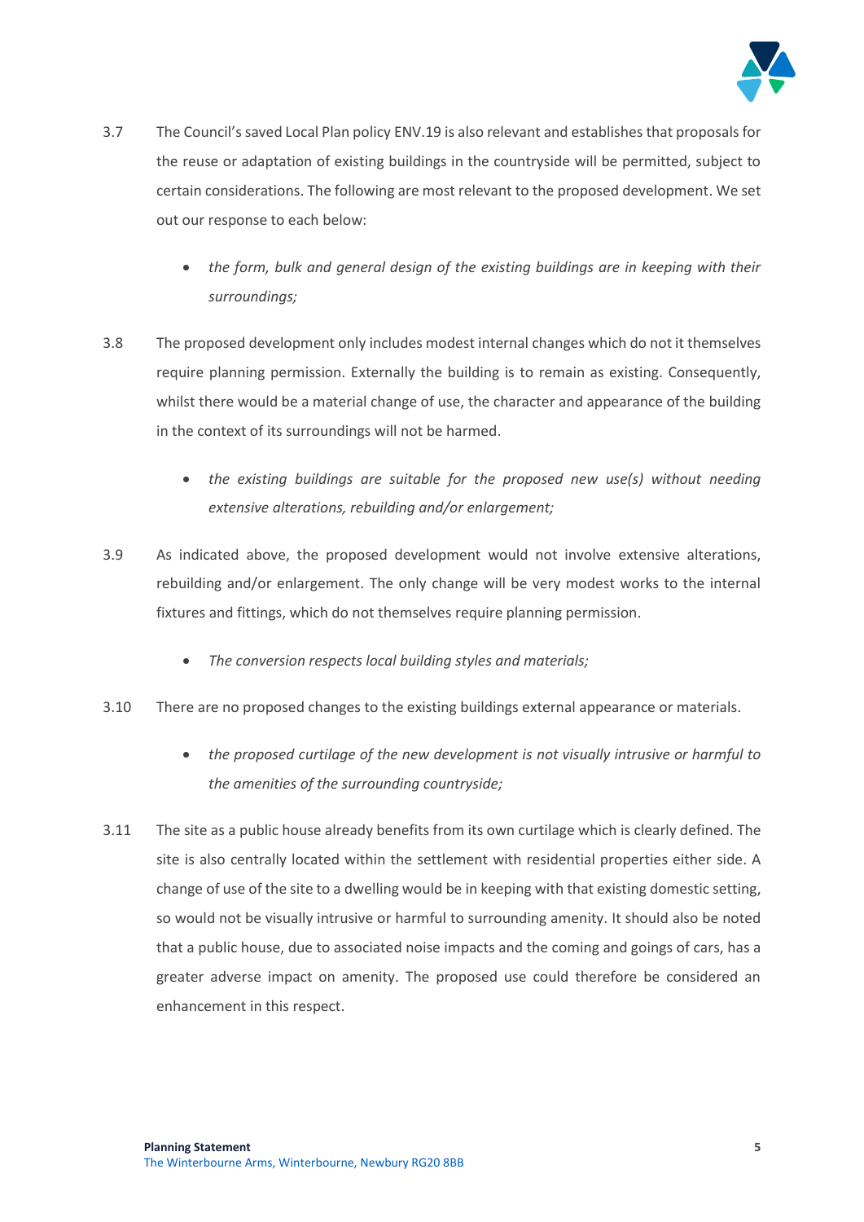3.7 The Council's saved Local Plan policy ENV.19 is also relevant and establishes that proposals for the reuse or adaptation of existing buildings in the countryside will be permitted, subject to certain considerations. The following are most relevant to the proposed development. We set out our response to each below:

- *the form, bulk and general design of the existing buildings are in keeping with their surroundings;*

3.8 The proposed development only includes modest internal changes which do not it themselves require planning permission. Externally the building is to remain as existing. Consequently, whilst there would be a material change of use, the character and appearance of the building in the context of its surroundings will not be harmed.

- *the existing buildings are suitable for the proposed new use(s) without needing extensive alterations, rebuilding and/or enlargement;*

3.9 As indicated above, the proposed development would not involve extensive alterations, rebuilding and/or enlargement. The only change will be very modest works to the internal fixtures and fittings, which do not themselves require planning permission.

- *The conversion respects local building styles and materials;*

3.10 There are no proposed changes to the existing buildings external appearance or materials.

- *the proposed curtilage of the new development is not visually intrusive or harmful to the amenities of the surrounding countryside;*

3.11 The site as a public house already benefits from its own curtilage which is clearly defined. The site is also centrally located within the settlement with residential properties either side. A change of use of the site to a dwelling would be in keeping with that existing domestic setting, so would not be visually intrusive or harmful to surrounding amenity. It should also be noted that a public house, due to associated noise impacts and the coming and goings of cars, has a greater adverse impact on amenity. The proposed use could therefore be considered an enhancement in this respect.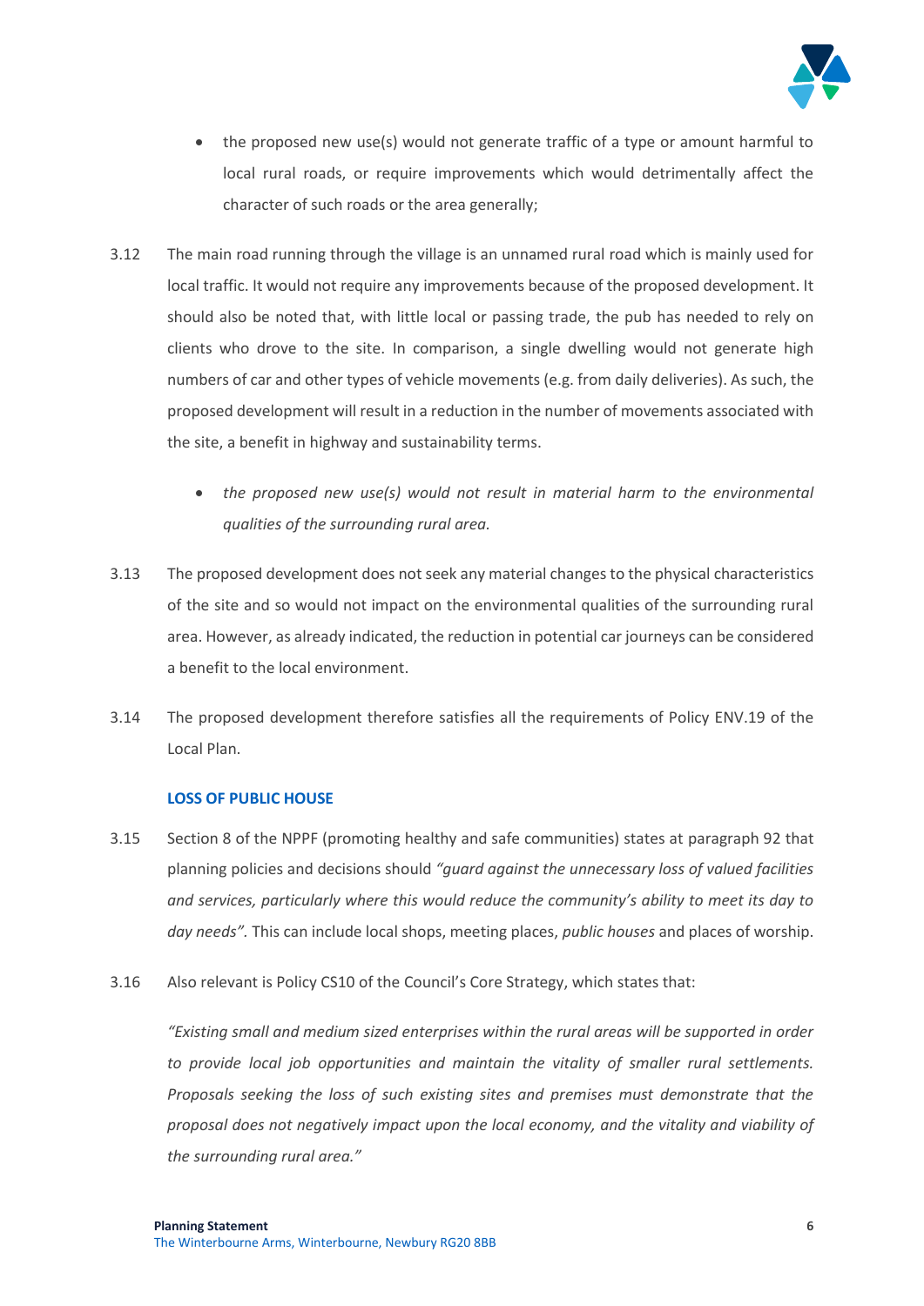- the proposed new use(s) would not generate traffic of a type or amount harmful to local rural roads, or require improvements which would detrimentally affect the character of such roads or the area generally;

3.12 The main road running through the village is an unnamed rural road which is mainly used for local traffic. It would not require any improvements because of the proposed development. It should also be noted that, with little local or passing trade, the pub has needed to rely on clients who drove to the site. In comparison, a single dwelling would not generate high numbers of car and other types of vehicle movements (e.g. from daily deliveries). As such, the proposed development will result in a reduction in the number of movements associated with the site, a benefit in highway and sustainability terms.

- *the proposed new use(s) would not result in material harm to the environmental qualities of the surrounding rural area.*

3.13 The proposed development does not seek any material changes to the physical characteristics of the site and so would not impact on the environmental qualities of the surrounding rural area. However, as already indicated, the reduction in potential car journeys can be considered a benefit to the local environment.

3.14 The proposed development therefore satisfies all the requirements of Policy ENV.19 of the Local Plan.

### LOSS OF PUBLIC HOUSE

3.15 Section 8 of the NPPF (promoting healthy and safe communities) states at paragraph 92 that planning policies and decisions should *"guard against the unnecessary loss of valued facilities and services, particularly where this would reduce the community's ability to meet its day to day needs".* This can include local shops, meeting places, *public houses* and places of worship.

3.16 Also relevant is Policy CS10 of the Council's Core Strategy, which states that:

*"Existing small and medium sized enterprises within the rural areas will be supported in order to provide local job opportunities and maintain the vitality of smaller rural settlements. Proposals seeking the loss of such existing sites and premises must demonstrate that the proposal does not negatively impact upon the local economy, and the vitality and viability of the surrounding rural area."*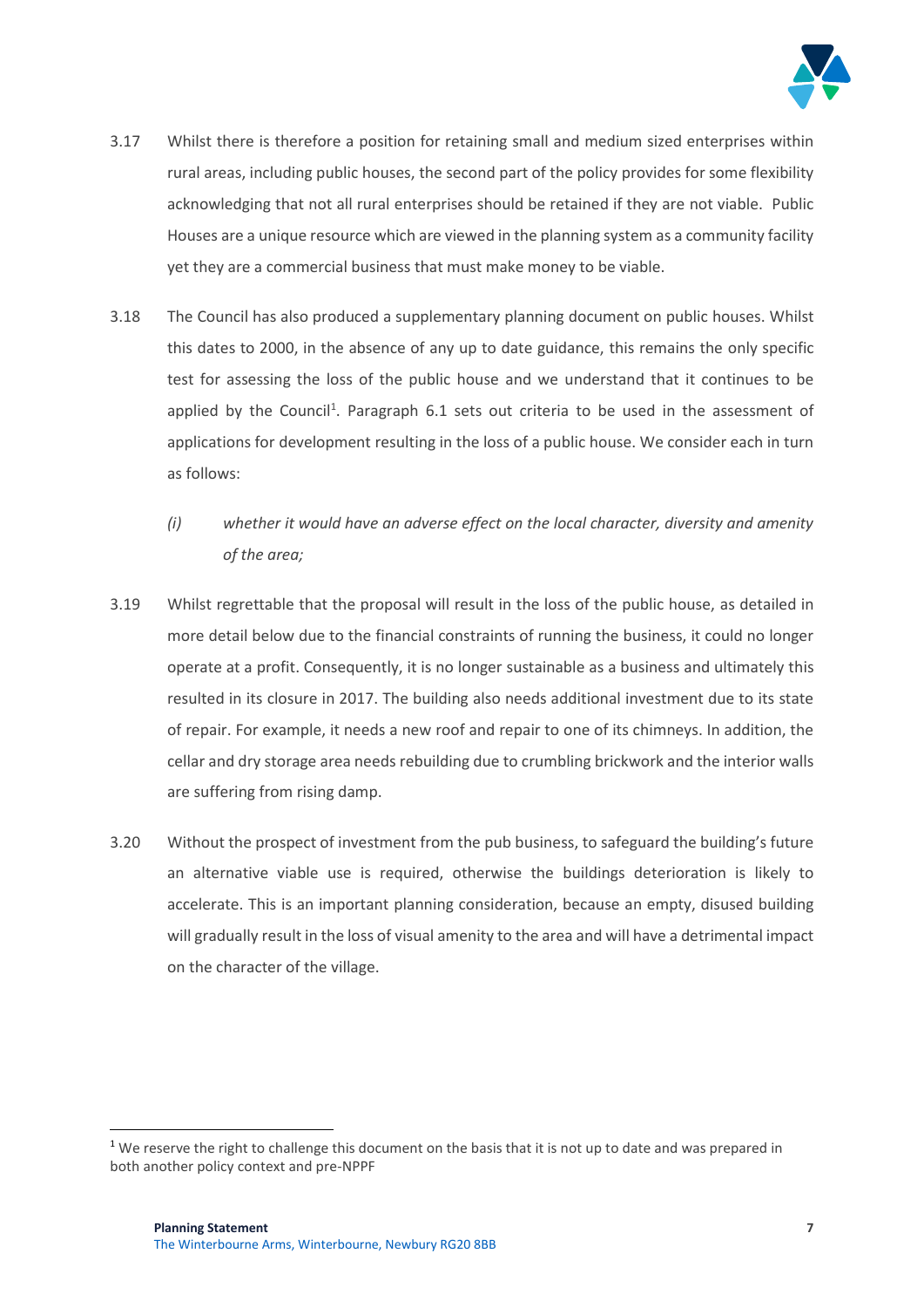3.17 Whilst there is therefore a position for retaining small and medium sized enterprises within rural areas, including public houses, the second part of the policy provides for some flexibility acknowledging that not all rural enterprises should be retained if they are not viable. Public Houses are a unique resource which are viewed in the planning system as a community facility yet they are a commercial business that must make money to be viable.

3.18 The Council has also produced a supplementary planning document on public houses. Whilst this dates to 2000, in the absence of any up to date guidance, this remains the only specific test for assessing the loss of the public house and we understand that it continues to be applied by the Council[1]. Paragraph 6.1 sets out criteria to be used in the assessment of applications for development resulting in the loss of a public house. We consider each in turn as follows:

> *(i) whether it would have an adverse effect on the local character, diversity and amenity of the area;*

3.19 Whilst regrettable that the proposal will result in the loss of the public house, as detailed in more detail below due to the financial constraints of running the business, it could no longer operate at a profit. Consequently, it is no longer sustainable as a business and ultimately this resulted in its closure in 2017. The building also needs additional investment due to its state of repair. For example, it needs a new roof and repair to one of its chimneys. In addition, the cellar and dry storage area needs rebuilding due to crumbling brickwork and the interior walls are suffering from rising damp.

3.20 Without the prospect of investment from the pub business, to safeguard the building's future an alternative viable use is required, otherwise the buildings deterioration is likely to accelerate. This is an important planning consideration, because an empty, disused building will gradually result in the loss of visual amenity to the area and will have a detrimental impact on the character of the village.

---

[1] We reserve the right to challenge this document on the basis that it is not up to date and was prepared in both another policy context and pre-NPPF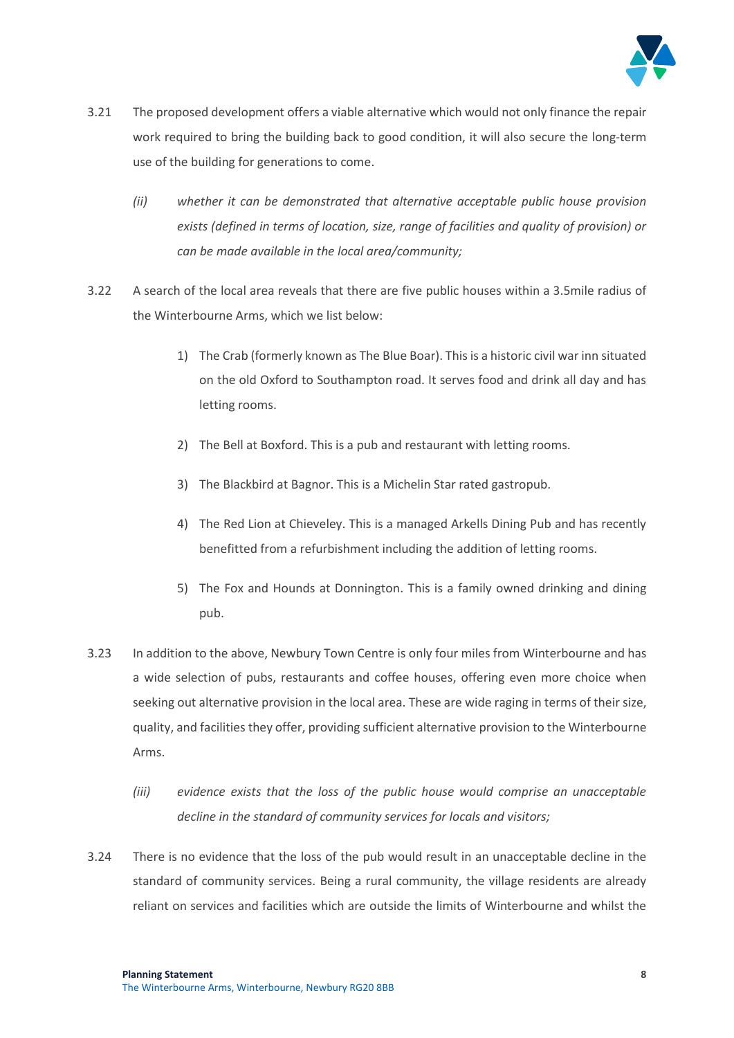3.21 The proposed development offers a viable alternative which would not only finance the repair work required to bring the building back to good condition, it will also secure the long-term use of the building for generations to come.

> *(ii) whether it can be demonstrated that alternative acceptable public house provision exists (defined in terms of location, size, range of facilities and quality of provision) or can be made available in the local area/community;*

3.22 A search of the local area reveals that there are five public houses within a 3.5mile radius of the Winterbourne Arms, which we list below:

1) The Crab (formerly known as The Blue Boar). This is a historic civil war inn situated on the old Oxford to Southampton road. It serves food and drink all day and has letting rooms.
2) The Bell at Boxford. This is a pub and restaurant with letting rooms.
3) The Blackbird at Bagnor. This is a Michelin Star rated gastropub.
4) The Red Lion at Chieveley. This is a managed Arkells Dining Pub and has recently benefitted from a refurbishment including the addition of letting rooms.
5) The Fox and Hounds at Donnington. This is a family owned drinking and dining pub.

3.23 In addition to the above, Newbury Town Centre is only four miles from Winterbourne and has a wide selection of pubs, restaurants and coffee houses, offering even more choice when seeking out alternative provision in the local area. These are wide raging in terms of their size, quality, and facilities they offer, providing sufficient alternative provision to the Winterbourne Arms.

> *(iii) evidence exists that the loss of the public house would comprise an unacceptable decline in the standard of community services for locals and visitors;*

3.24 There is no evidence that the loss of the pub would result in an unacceptable decline in the standard of community services. Being a rural community, the village residents are already reliant on services and facilities which are outside the limits of Winterbourne and whilst the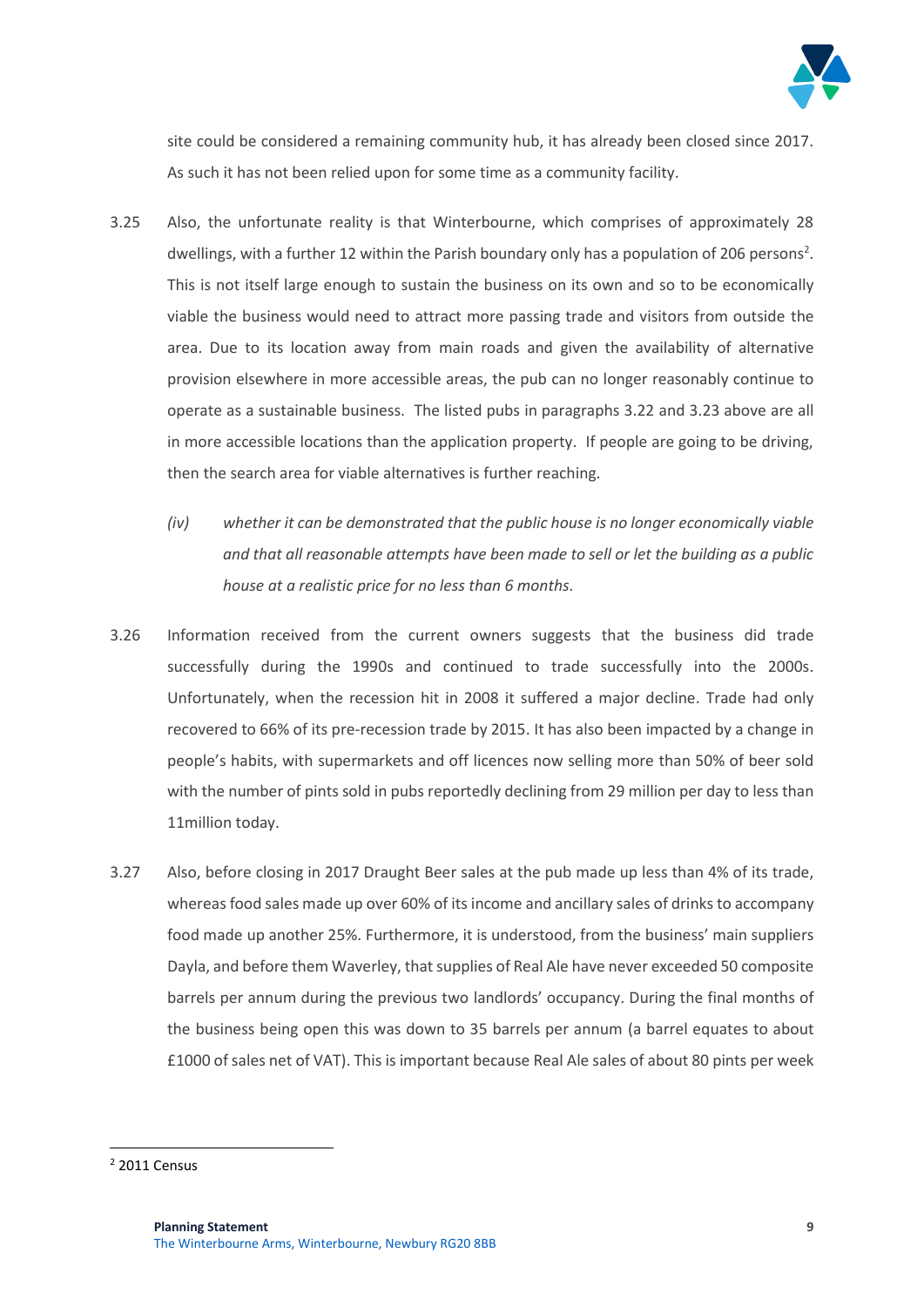site could be considered a remaining community hub, it has already been closed since 2017. As such it has not been relied upon for some time as a community facility.

3.25 Also, the unfortunate reality is that Winterbourne, which comprises of approximately 28 dwellings, with a further 12 within the Parish boundary only has a population of 206 persons[2]. This is not itself large enough to sustain the business on its own and so to be economically viable the business would need to attract more passing trade and visitors from outside the area. Due to its location away from main roads and given the availability of alternative provision elsewhere in more accessible areas, the pub can no longer reasonably continue to operate as a sustainable business. The listed pubs in paragraphs 3.22 and 3.23 above are all in more accessible locations than the application property. If people are going to be driving, then the search area for viable alternatives is further reaching.

*(iv) whether it can be demonstrated that the public house is no longer economically viable and that all reasonable attempts have been made to sell or let the building as a public house at a realistic price for no less than 6 months.*

3.26 Information received from the current owners suggests that the business did trade successfully during the 1990s and continued to trade successfully into the 2000s. Unfortunately, when the recession hit in 2008 it suffered a major decline. Trade had only recovered to 66% of its pre-recession trade by 2015. It has also been impacted by a change in people's habits, with supermarkets and off licences now selling more than 50% of beer sold with the number of pints sold in pubs reportedly declining from 29 million per day to less than 11million today.

3.27 Also, before closing in 2017 Draught Beer sales at the pub made up less than 4% of its trade, whereas food sales made up over 60% of its income and ancillary sales of drinks to accompany food made up another 25%. Furthermore, it is understood, from the business' main suppliers Dayla, and before them Waverley, that supplies of Real Ale have never exceeded 50 composite barrels per annum during the previous two landlords' occupancy. During the final months of the business being open this was down to 35 barrels per annum (a barrel equates to about £1000 of sales net of VAT). This is important because Real Ale sales of about 80 pints per week

[2] 2011 Census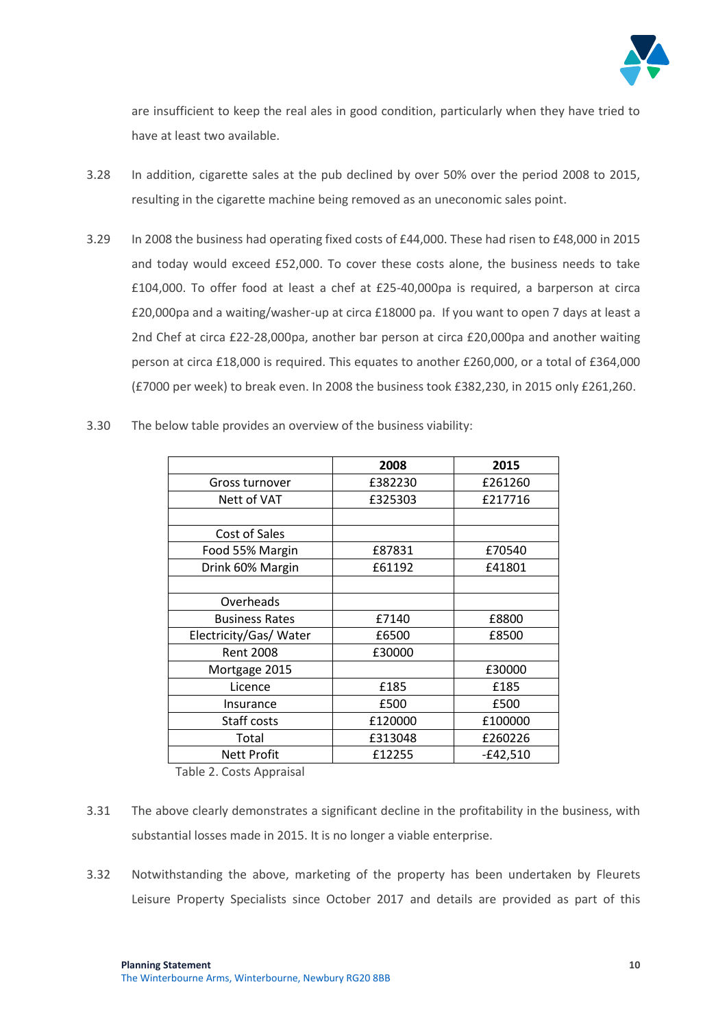are insufficient to keep the real ales in good condition, particularly when they have tried to have at least two available.

3.28 In addition, cigarette sales at the pub declined by over 50% over the period 2008 to 2015, resulting in the cigarette machine being removed as an uneconomic sales point.

3.29 In 2008 the business had operating fixed costs of £44,000. These had risen to £48,000 in 2015 and today would exceed £52,000. To cover these costs alone, the business needs to take £104,000. To offer food at least a chef at £25-40,000pa is required, a barperson at circa £20,000pa and a waiting/washer-up at circa £18000 pa. If you want to open 7 days at least a 2nd Chef at circa £22-28,000pa, another bar person at circa £20,000pa and another waiting person at circa £18,000 is required. This equates to another £260,000, or a total of £364,000 (£7000 per week) to break even. In 2008 the business took £382,230, in 2015 only £261,260.

3.30 The below table provides an overview of the business viability:

| | 2008 | 2015 |
|---|---|---|
| Gross turnover | £382230 | £261260 |
| Nett of VAT | £325303 | £217716 |
| | | |
| Cost of Sales | | |
| Food 55% Margin | £87831 | £70540 |
| Drink 60% Margin | £61192 | £41801 |
| | | |
| Overheads | | |
| Business Rates | £7140 | £8800 |
| Electricity/Gas/ Water | £6500 | £8500 |
| Rent 2008 | £30000 | |
| Mortgage 2015 | | £30000 |
| Licence | £185 | £185 |
| Insurance | £500 | £500 |
| Staff costs | £120000 | £100000 |
| Total | £313048 | £260226 |
| Nett Profit | £12255 | -£42,510 |

Table 2. Costs Appraisal

3.31 The above clearly demonstrates a significant decline in the profitability in the business, with substantial losses made in 2015. It is no longer a viable enterprise.

3.32 Notwithstanding the above, marketing of the property has been undertaken by Fleurets Leisure Property Specialists since October 2017 and details are provided as part of this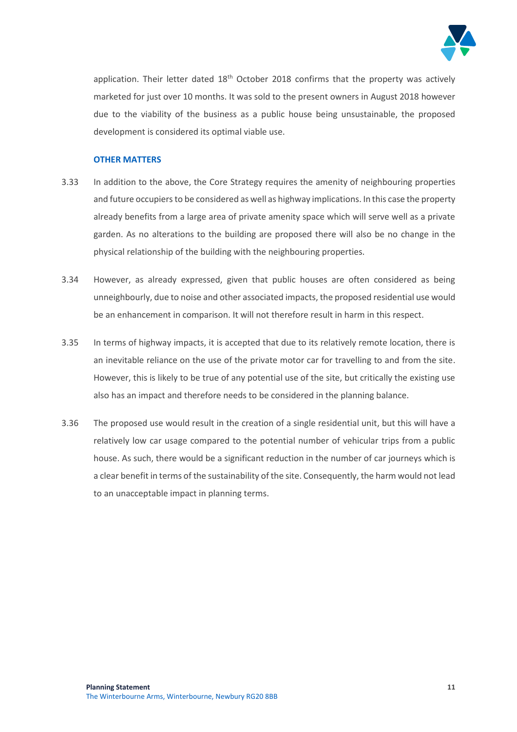application. Their letter dated 18th October 2018 confirms that the property was actively marketed for just over 10 months. It was sold to the present owners in August 2018 however due to the viability of the business as a public house being unsustainable, the proposed development is considered its optimal viable use.

### OTHER MATTERS

3.33 In addition to the above, the Core Strategy requires the amenity of neighbouring properties and future occupiers to be considered as well as highway implications. In this case the property already benefits from a large area of private amenity space which will serve well as a private garden. As no alterations to the building are proposed there will also be no change in the physical relationship of the building with the neighbouring properties.

3.34 However, as already expressed, given that public houses are often considered as being unneighbourly, due to noise and other associated impacts, the proposed residential use would be an enhancement in comparison. It will not therefore result in harm in this respect.

3.35 In terms of highway impacts, it is accepted that due to its relatively remote location, there is an inevitable reliance on the use of the private motor car for travelling to and from the site. However, this is likely to be true of any potential use of the site, but critically the existing use also has an impact and therefore needs to be considered in the planning balance.

3.36 The proposed use would result in the creation of a single residential unit, but this will have a relatively low car usage compared to the potential number of vehicular trips from a public house. As such, there would be a significant reduction in the number of car journeys which is a clear benefit in terms of the sustainability of the site. Consequently, the harm would not lead to an unacceptable impact in planning terms.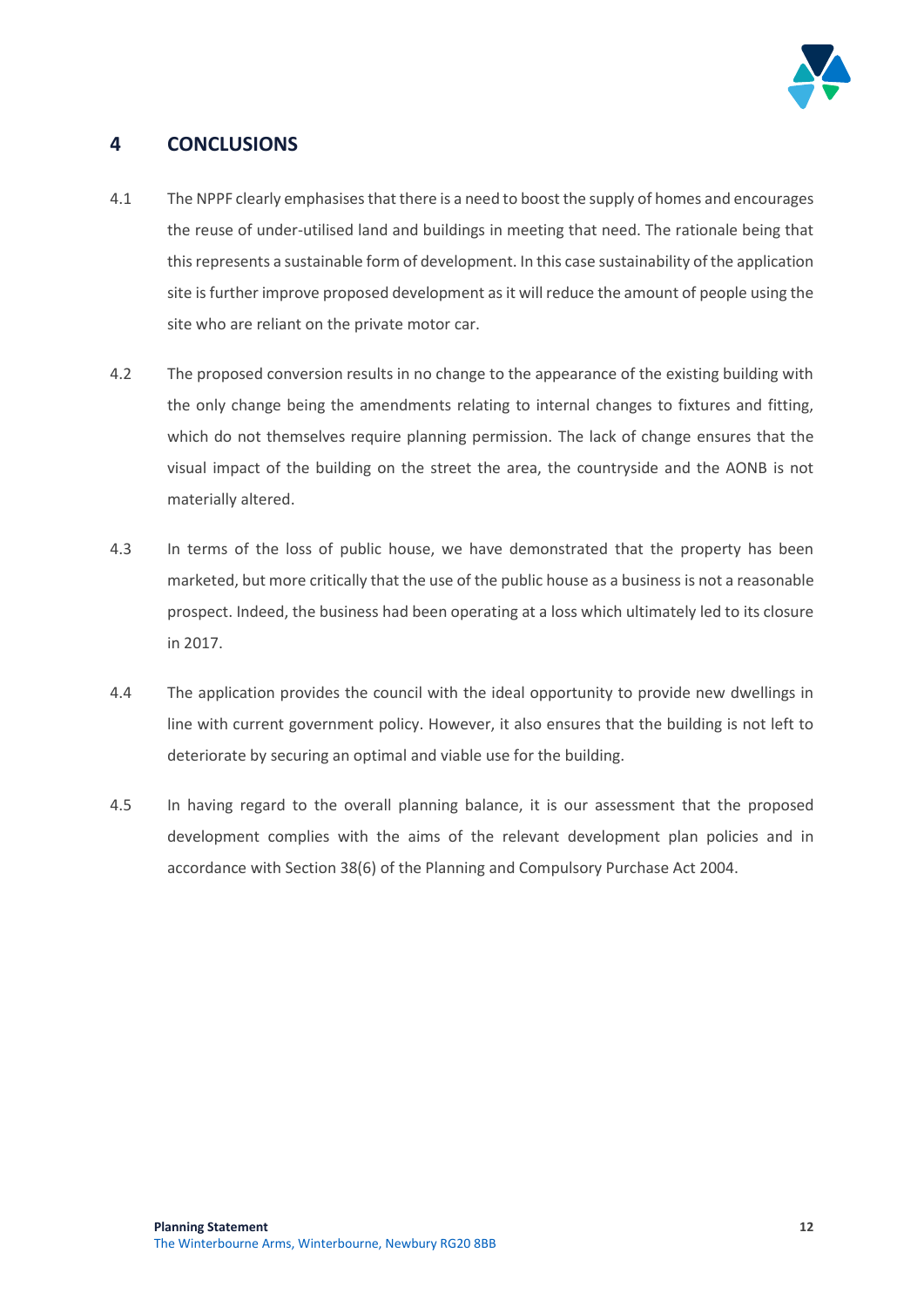## 4 CONCLUSIONS

4.1 The NPPF clearly emphasises that there is a need to boost the supply of homes and encourages the reuse of under-utilised land and buildings in meeting that need. The rationale being that this represents a sustainable form of development. In this case sustainability of the application site is further improve proposed development as it will reduce the amount of people using the site who are reliant on the private motor car.

4.2 The proposed conversion results in no change to the appearance of the existing building with the only change being the amendments relating to internal changes to fixtures and fitting, which do not themselves require planning permission. The lack of change ensures that the visual impact of the building on the street the area, the countryside and the AONB is not materially altered.

4.3 In terms of the loss of public house, we have demonstrated that the property has been marketed, but more critically that the use of the public house as a business is not a reasonable prospect. Indeed, the business had been operating at a loss which ultimately led to its closure in 2017.

4.4 The application provides the council with the ideal opportunity to provide new dwellings in line with current government policy. However, it also ensures that the building is not left to deteriorate by securing an optimal and viable use for the building.

4.5 In having regard to the overall planning balance, it is our assessment that the proposed development complies with the aims of the relevant development plan policies and in accordance with Section 38(6) of the Planning and Compulsory Purchase Act 2004.